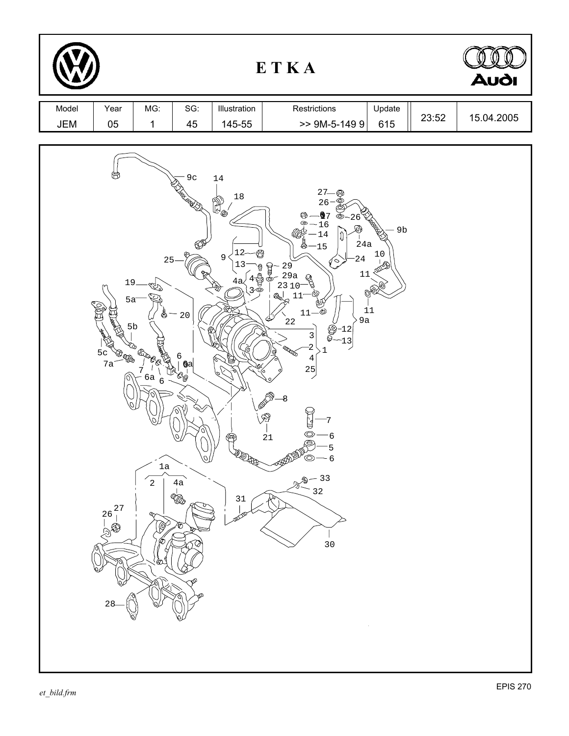# E T K A

| Model | Year | MG: | SG: | Illustration | Restrictions | Update | | |
|---|---|---|---|---|---|---|---|---|
| JEM | 05 | 1 | 45 | 145-55 | >> 9M-5-149 9 | 615 | 23:52 | 15.04.2005 |

9c, 14, 18, 27, 26, 17, 16, 14, 15, 26, 9b, 24a, 24, 10, 11, 9, 12, 13, 29, 29a, 23, 10, 11, 4a, 4, 3, 25, 19, 5a, 20, 22, 11, 11, 9a, 12, 13, 5b, 3, 2, 1, 4, 25, 5c, 7a, 7, 6, 6a, 6a, 6, 8, 7, 21, 6, 5, 6, 1a, 2, 4a, 33, 32, 31, 26, 27, 30, 28

et_bild.frm

EPIS 270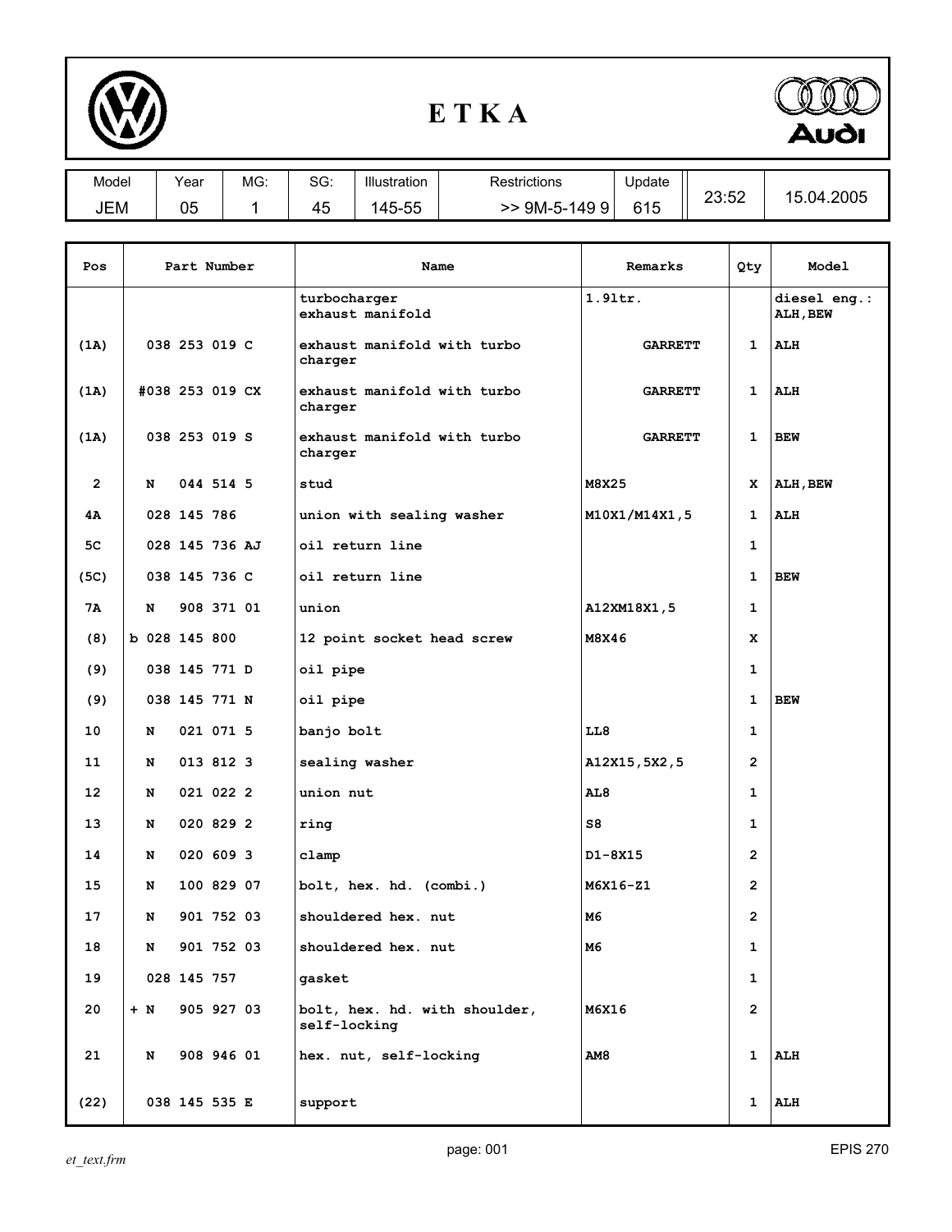# E T K A

| Model | Year | MG: | SG: | Illustration | Restrictions | Update | | |
|---|---|---|---|---|---|---|---|---|
| JEM | 05 | 1 | 45 | 145-55 | >> 9M-5-149 9 | 615 | 23:52 | 15.04.2005 |

| Pos | Part Number | Name | Remarks | Qty | Model |
|---|---|---|---|---|---|
| | | turbocharger<br>exhaust manifold | 1.9ltr. | | diesel eng.:<br>ALH,BEW |
| (1A) | 038 253 019 C | exhaust manifold with turbo charger | GARRETT | 1 | ALH |
| (1A) | #038 253 019 CX | exhaust manifold with turbo charger | GARRETT | 1 | ALH |
| (1A) | 038 253 019 S | exhaust manifold with turbo charger | GARRETT | 1 | BEW |
| 2 | N 044 514 5 | stud | M8X25 | X | ALH,BEW |
| 4A | 028 145 786 | union with sealing washer | M10X1/M14X1,5 | 1 | ALH |
| 5C | 028 145 736 AJ | oil return line | | 1 | |
| (5C) | 038 145 736 C | oil return line | | 1 | BEW |
| 7A | N 908 371 01 | union | A12XM18X1,5 | 1 | |
| (8) | b 028 145 800 | 12 point socket head screw | M8X46 | X | |
| (9) | 038 145 771 D | oil pipe | | 1 | |
| (9) | 038 145 771 N | oil pipe | | 1 | BEW |
| 10 | N 021 071 5 | banjo bolt | LL8 | 1 | |
| 11 | N 013 812 3 | sealing washer | A12X15,5X2,5 | 2 | |
| 12 | N 021 022 2 | union nut | AL8 | 1 | |
| 13 | N 020 829 2 | ring | S8 | 1 | |
| 14 | N 020 609 3 | clamp | D1-8X15 | 2 | |
| 15 | N 100 829 07 | bolt, hex. hd. (combi.) | M6X16-Z1 | 2 | |
| 17 | N 901 752 03 | shouldered hex. nut | M6 | 2 | |
| 18 | N 901 752 03 | shouldered hex. nut | M6 | 1 | |
| 19 | 028 145 757 | gasket | | 1 | |
| 20 | + N 905 927 03 | bolt, hex. hd. with shoulder, self-locking | M6X16 | 2 | |
| 21 | N 908 946 01 | hex. nut, self-locking | AM8 | 1 | ALH |
| (22) | 038 145 535 E | support | | 1 | ALH |

*et_text.frm* EPIS 270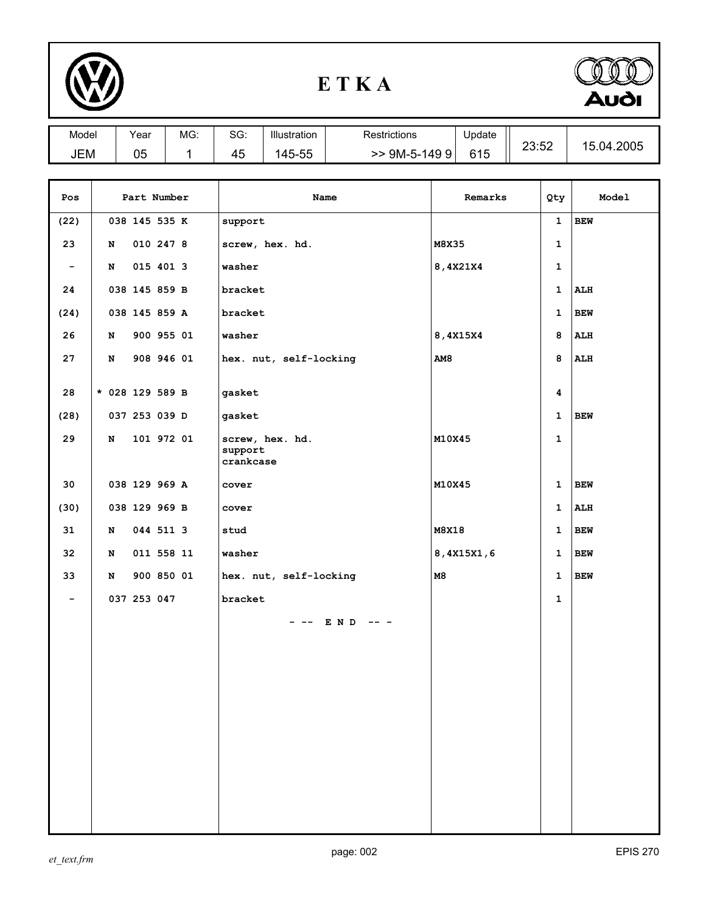# E T K A

| Model | Year | MG: | SG: | Illustration | Restrictions | Update | | |
|---|---|---|---|---|---|---|---|---|
| JEM | 05 | 1 | 45 | 145-55 | >> 9M-5-149 9 | 615 | 23:52 | 15.04.2005 |

| Pos | Part Number | Name | Remarks | Qty | Model |
|---|---|---|---|---|---|
| (22) | 038 145 535 K | support | | 1 | BEW |
| 23 | N 010 247 8 | screw, hex. hd. | M8X35 | 1 | |
| - | N 015 401 3 | washer | 8,4X21X4 | 1 | |
| 24 | 038 145 859 B | bracket | | 1 | ALH |
| (24) | 038 145 859 A | bracket | | 1 | BEW |
| 26 | N 900 955 01 | washer | 8,4X15X4 | 8 | ALH |
| 27 | N 908 946 01 | hex. nut, self-locking | AM8 | 8 | ALH |
| 28 | * 028 129 589 B | gasket | | 4 | |
| (28) | 037 253 039 D | gasket | | 1 | BEW |
| 29 | N 101 972 01 | screw, hex. hd. support crankcase | M10X45 | 1 | |
| 30 | 038 129 969 A | cover | M10X45 | 1 | BEW |
| (30) | 038 129 969 B | cover | | 1 | ALH |
| 31 | N 044 511 3 | stud | M8X18 | 1 | BEW |
| 32 | N 011 558 11 | washer | 8,4X15X1,6 | 1 | BEW |
| 33 | N 900 850 01 | hex. nut, self-locking | M8 | 1 | BEW |
| - | 037 253 047 | bracket | | 1 | |
| | | - -- E N D -- - | | | |

*et_text.frm*

EPIS 270